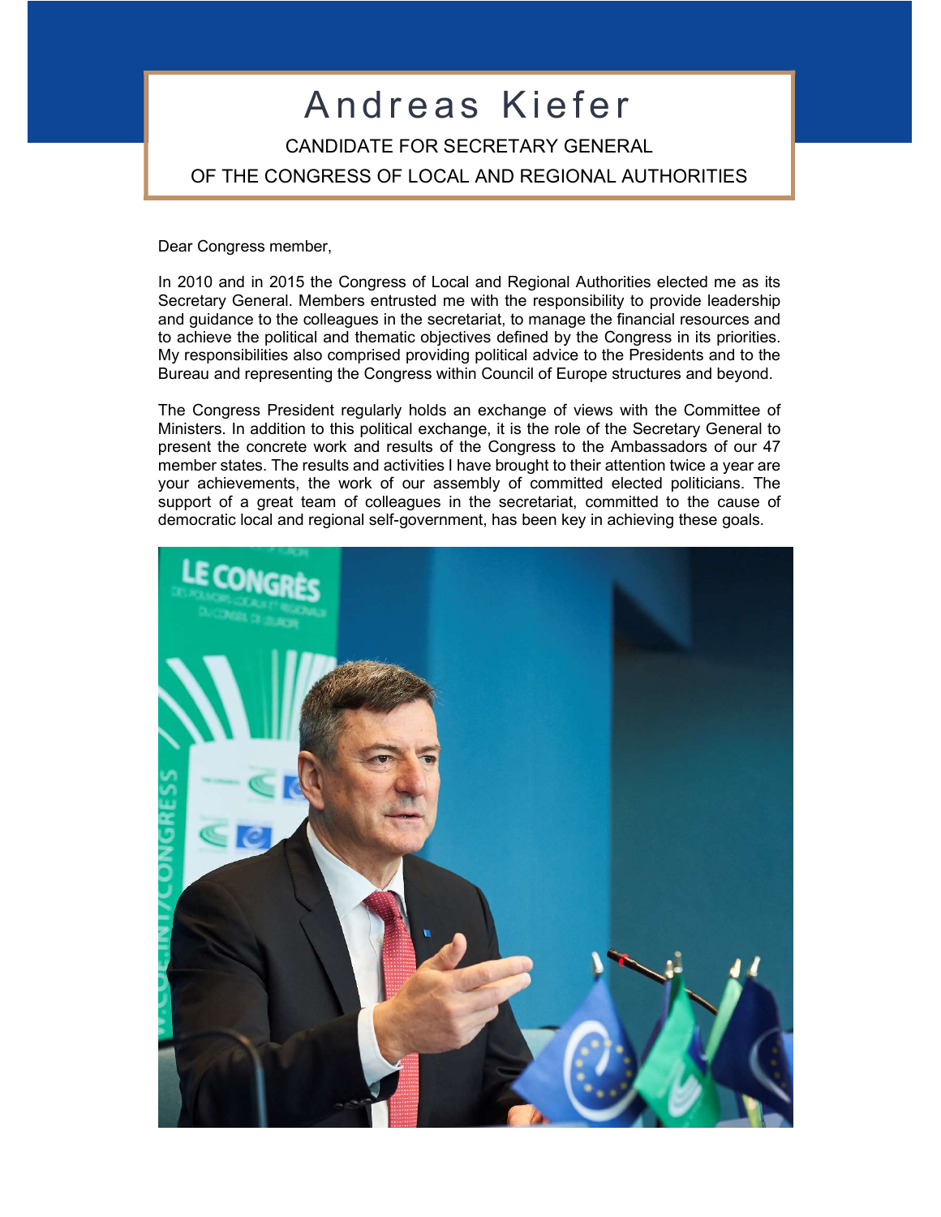# Andreas Kiefer

CANDIDATE FOR SECRETARY GENERAL

OF THE CONGRESS OF LOCAL AND REGIONAL AUTHORITIES

Dear Congress member,

In 2010 and in 2015 the Congress of Local and Regional Authorities elected me as its Secretary General. Members entrusted me with the responsibility to provide leadership and guidance to the colleagues in the secretariat, to manage the financial resources and to achieve the political and thematic objectives defined by the Congress in its priorities. My responsibilities also comprised providing political advice to the Presidents and to the Bureau and representing the Congress within Council of Europe structures and beyond.

The Congress President regularly holds an exchange of views with the Committee of Ministers. In addition to this political exchange, it is the role of the Secretary General to present the concrete work and results of the Congress to the Ambassadors of our 47 member states. The results and activities I have brought to their attention twice a year are your achievements, the work of our assembly of committed elected politicians. The support of a great team of colleagues in the secretariat, committed to the cause of democratic local and regional self-government, has been key in achieving these goals.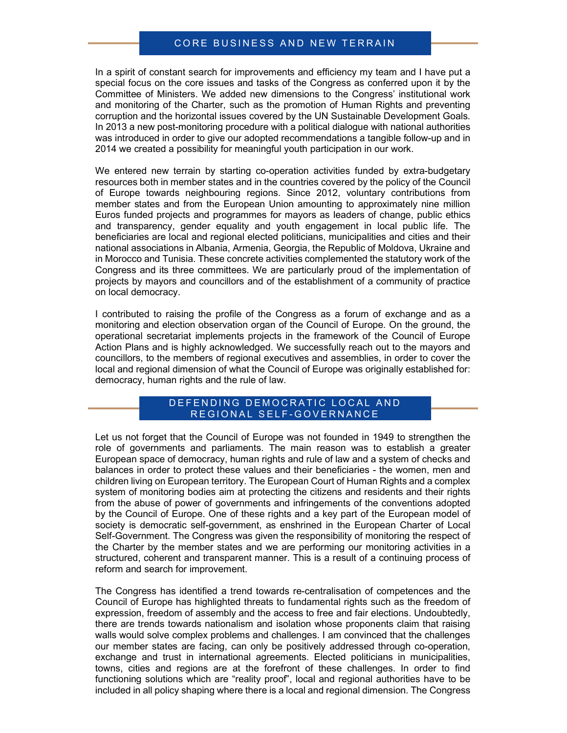## CORE BUSINESS AND NEW TERRAIN

In a spirit of constant search for improvements and efficiency my team and I have put a special focus on the core issues and tasks of the Congress as conferred upon it by the Committee of Ministers. We added new dimensions to the Congress' institutional work and monitoring of the Charter, such as the promotion of Human Rights and preventing corruption and the horizontal issues covered by the UN Sustainable Development Goals. In 2013 a new post-monitoring procedure with a political dialogue with national authorities was introduced in order to give our adopted recommendations a tangible follow-up and in 2014 we created a possibility for meaningful youth participation in our work.

We entered new terrain by starting co-operation activities funded by extra-budgetary resources both in member states and in the countries covered by the policy of the Council of Europe towards neighbouring regions. Since 2012, voluntary contributions from member states and from the European Union amounting to approximately nine million Euros funded projects and programmes for mayors as leaders of change, public ethics and transparency, gender equality and youth engagement in local public life. The beneficiaries are local and regional elected politicians, municipalities and cities and their national associations in Albania, Armenia, Georgia, the Republic of Moldova, Ukraine and in Morocco and Tunisia. These concrete activities complemented the statutory work of the Congress and its three committees. We are particularly proud of the implementation of projects by mayors and councillors and of the establishment of a community of practice on local democracy.

I contributed to raising the profile of the Congress as a forum of exchange and as a monitoring and election observation organ of the Council of Europe. On the ground, the operational secretariat implements projects in the framework of the Council of Europe Action Plans and is highly acknowledged. We successfully reach out to the mayors and councillors, to the members of regional executives and assemblies, in order to cover the local and regional dimension of what the Council of Europe was originally established for: democracy, human rights and the rule of law.

## DEFENDING DEMOCRATIC LOCAL AND REGIONAL SELF-GOVERNANCE

Let us not forget that the Council of Europe was not founded in 1949 to strengthen the role of governments and parliaments. The main reason was to establish a greater European space of democracy, human rights and rule of law and a system of checks and balances in order to protect these values and their beneficiaries - the women, men and children living on European territory. The European Court of Human Rights and a complex system of monitoring bodies aim at protecting the citizens and residents and their rights from the abuse of power of governments and infringements of the conventions adopted by the Council of Europe. One of these rights and a key part of the European model of society is democratic self-government, as enshrined in the European Charter of Local Self-Government. The Congress was given the responsibility of monitoring the respect of the Charter by the member states and we are performing our monitoring activities in a structured, coherent and transparent manner. This is a result of a continuing process of reform and search for improvement.

The Congress has identified a trend towards re-centralisation of competences and the Council of Europe has highlighted threats to fundamental rights such as the freedom of expression, freedom of assembly and the access to free and fair elections. Undoubtedly, there are trends towards nationalism and isolation whose proponents claim that raising walls would solve complex problems and challenges. I am convinced that the challenges our member states are facing, can only be positively addressed through co-operation, exchange and trust in international agreements. Elected politicians in municipalities, towns, cities and regions are at the forefront of these challenges. In order to find functioning solutions which are "reality proof", local and regional authorities have to be included in all policy shaping where there is a local and regional dimension. The Congress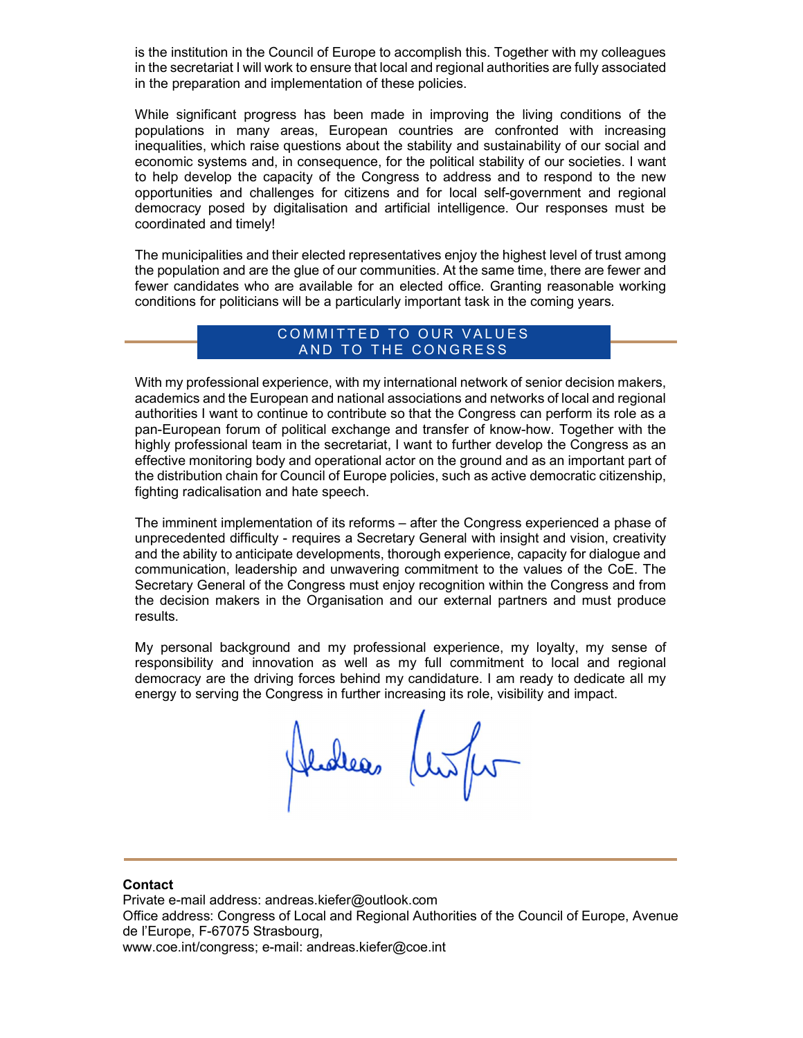is the institution in the Council of Europe to accomplish this. Together with my colleagues in the secretariat I will work to ensure that local and regional authorities are fully associated in the preparation and implementation of these policies.

While significant progress has been made in improving the living conditions of the populations in many areas, European countries are confronted with increasing inequalities, which raise questions about the stability and sustainability of our social and economic systems and, in consequence, for the political stability of our societies. I want to help develop the capacity of the Congress to address and to respond to the new opportunities and challenges for citizens and for local self-government and regional democracy posed by digitalisation and artificial intelligence. Our responses must be coordinated and timely!

The municipalities and their elected representatives enjoy the highest level of trust among the population and are the glue of our communities. At the same time, there are fewer and fewer candidates who are available for an elected office. Granting reasonable working conditions for politicians will be a particularly important task in the coming years.

## COMMITTED TO OUR VALUES AND TO THE CONGRESS

With my professional experience, with my international network of senior decision makers, academics and the European and national associations and networks of local and regional authorities I want to continue to contribute so that the Congress can perform its role as a pan-European forum of political exchange and transfer of know-how. Together with the highly professional team in the secretariat, I want to further develop the Congress as an effective monitoring body and operational actor on the ground and as an important part of the distribution chain for Council of Europe policies, such as active democratic citizenship, fighting radicalisation and hate speech.

The imminent implementation of its reforms – after the Congress experienced a phase of unprecedented difficulty - requires a Secretary General with insight and vision, creativity and the ability to anticipate developments, thorough experience, capacity for dialogue and communication, leadership and unwavering commitment to the values of the CoE. The Secretary General of the Congress must enjoy recognition within the Congress and from the decision makers in the Organisation and our external partners and must produce results.

My personal background and my professional experience, my loyalty, my sense of responsibility and innovation as well as my full commitment to local and regional democracy are the driving forces behind my candidature. I am ready to dedicate all my energy to serving the Congress in further increasing its role, visibility and impact.

Andreas Kiefer

**Contact**
Private e-mail address: andreas.kiefer@outlook.com
Office address: Congress of Local and Regional Authorities of the Council of Europe, Avenue de l'Europe, F-67075 Strasbourg,
www.coe.int/congress; e-mail: andreas.kiefer@coe.int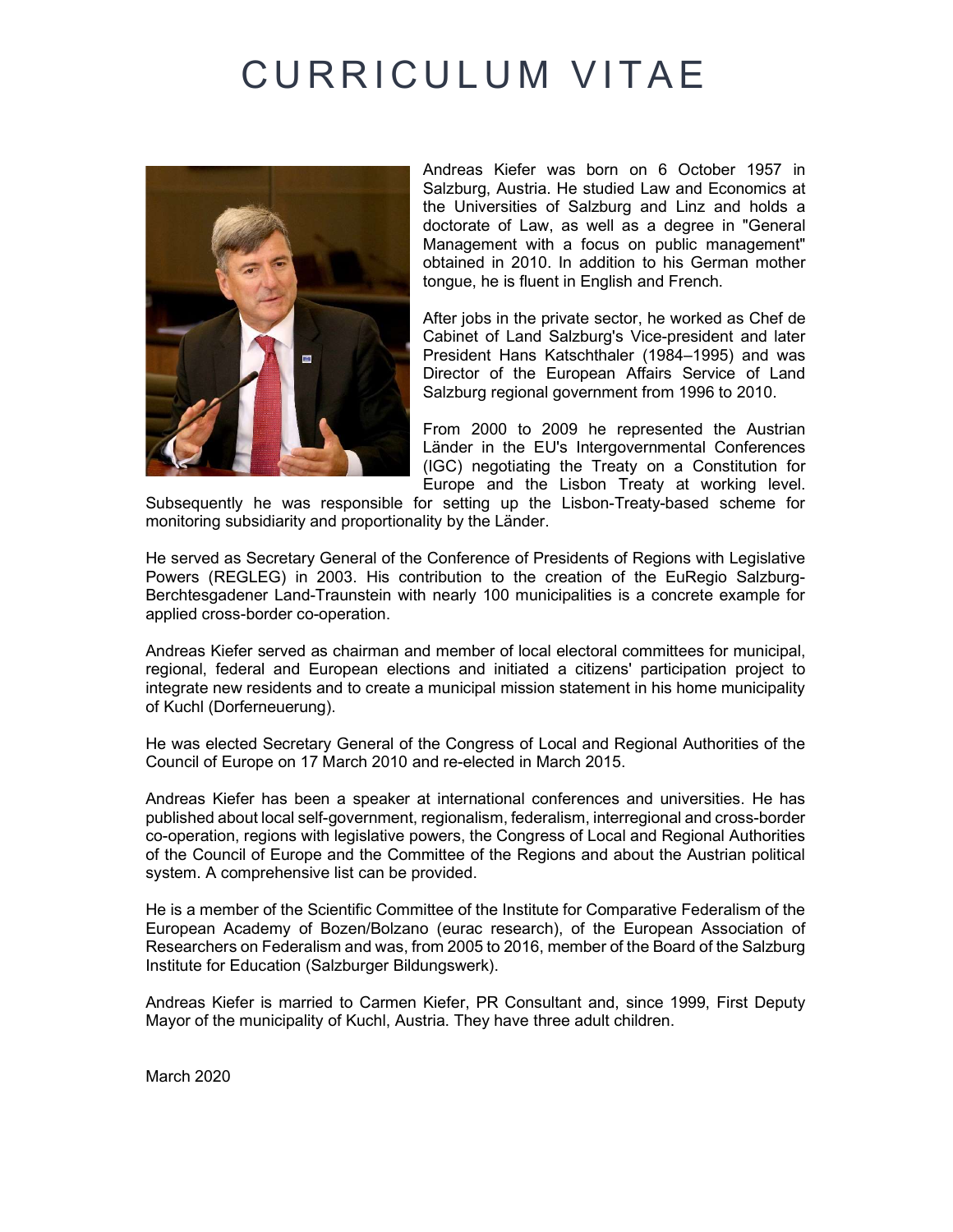# CURRICULUM VITAE

Andreas Kiefer was born on 6 October 1957 in Salzburg, Austria. He studied Law and Economics at the Universities of Salzburg and Linz and holds a doctorate of Law, as well as a degree in "General Management with a focus on public management" obtained in 2010. In addition to his German mother tongue, he is fluent in English and French.

After jobs in the private sector, he worked as Chef de Cabinet of Land Salzburg's Vice-president and later President Hans Katschthaler (1984–1995) and was Director of the European Affairs Service of Land Salzburg regional government from 1996 to 2010.

From 2000 to 2009 he represented the Austrian Länder in the EU's Intergovernmental Conferences (IGC) negotiating the Treaty on a Constitution for Europe and the Lisbon Treaty at working level. Subsequently he was responsible for setting up the Lisbon-Treaty-based scheme for monitoring subsidiarity and proportionality by the Länder.

He served as Secretary General of the Conference of Presidents of Regions with Legislative Powers (REGLEG) in 2003. His contribution to the creation of the EuRegio Salzburg-Berchtesgadener Land-Traunstein with nearly 100 municipalities is a concrete example for applied cross-border co-operation.

Andreas Kiefer served as chairman and member of local electoral committees for municipal, regional, federal and European elections and initiated a citizens' participation project to integrate new residents and to create a municipal mission statement in his home municipality of Kuchl (Dorferneuerung).

He was elected Secretary General of the Congress of Local and Regional Authorities of the Council of Europe on 17 March 2010 and re-elected in March 2015.

Andreas Kiefer has been a speaker at international conferences and universities. He has published about local self-government, regionalism, federalism, interregional and cross-border co-operation, regions with legislative powers, the Congress of Local and Regional Authorities of the Council of Europe and the Committee of the Regions and about the Austrian political system. A comprehensive list can be provided.

He is a member of the Scientific Committee of the Institute for Comparative Federalism of the European Academy of Bozen/Bolzano (eurac research), of the European Association of Researchers on Federalism and was, from 2005 to 2016, member of the Board of the Salzburg Institute for Education (Salzburger Bildungswerk).

Andreas Kiefer is married to Carmen Kiefer, PR Consultant and, since 1999, First Deputy Mayor of the municipality of Kuchl, Austria. They have three adult children.

March 2020